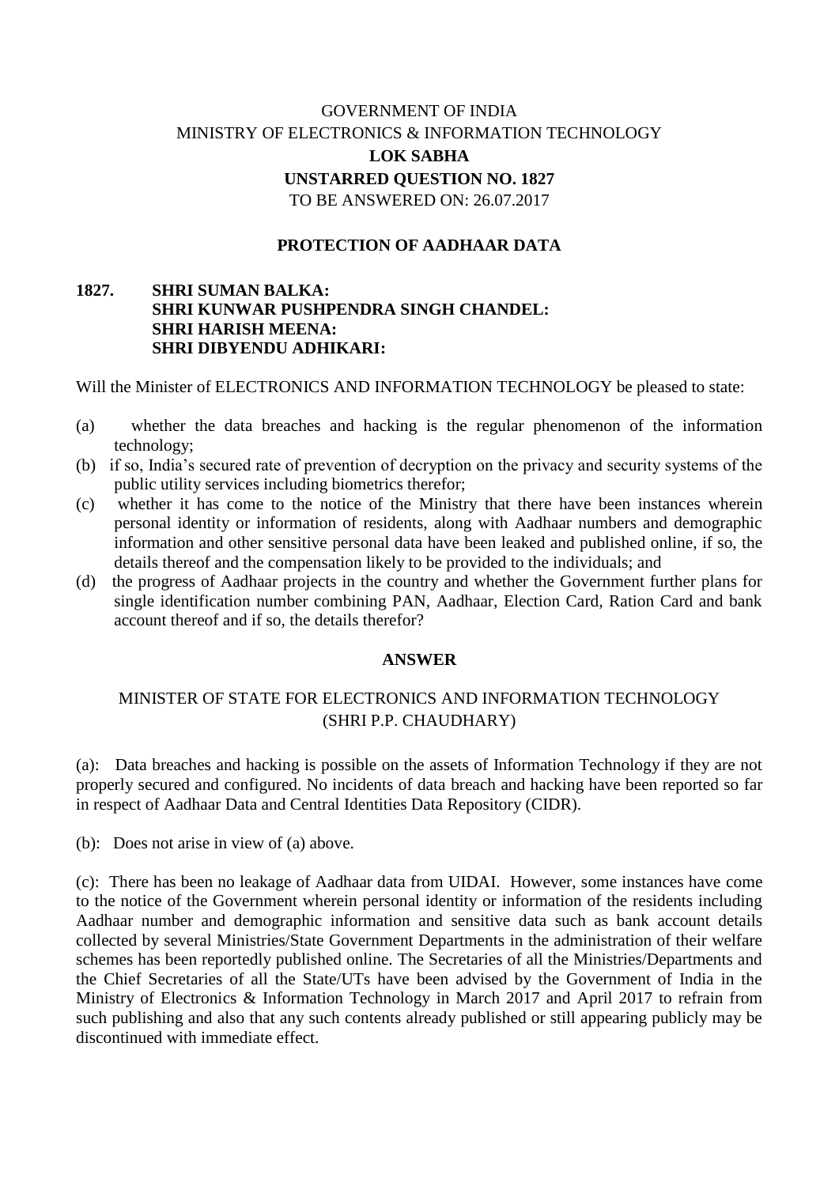GOVERNMENT OF INDIA

MINISTRY OF ELECTRONICS & INFORMATION TECHNOLOGY

**LOK SABHA**

**UNSTARRED QUESTION NO. 1827**

TO BE ANSWERED ON: 26.07.2017

**PROTECTION OF AADHAAR DATA**

**1827. SHRI SUMAN BALKA:**
**SHRI KUNWAR PUSHPENDRA SINGH CHANDEL:**
**SHRI HARISH MEENA:**
**SHRI DIBYENDU ADHIKARI:**

Will the Minister of ELECTRONICS AND INFORMATION TECHNOLOGY be pleased to state:

(a) whether the data breaches and hacking is the regular phenomenon of the information technology;

(b) if so, India's secured rate of prevention of decryption on the privacy and security systems of the public utility services including biometrics therefor;

(c) whether it has come to the notice of the Ministry that there have been instances wherein personal identity or information of residents, along with Aadhaar numbers and demographic information and other sensitive personal data have been leaked and published online, if so, the details thereof and the compensation likely to be provided to the individuals; and

(d) the progress of Aadhaar projects in the country and whether the Government further plans for single identification number combining PAN, Aadhaar, Election Card, Ration Card and bank account thereof and if so, the details therefor?

**ANSWER**

MINISTER OF STATE FOR ELECTRONICS AND INFORMATION TECHNOLOGY
(SHRI P.P. CHAUDHARY)

(a): Data breaches and hacking is possible on the assets of Information Technology if they are not properly secured and configured. No incidents of data breach and hacking have been reported so far in respect of Aadhaar Data and Central Identities Data Repository (CIDR).

(b): Does not arise in view of (a) above.

(c): There has been no leakage of Aadhaar data from UIDAI. However, some instances have come to the notice of the Government wherein personal identity or information of the residents including Aadhaar number and demographic information and sensitive data such as bank account details collected by several Ministries/State Government Departments in the administration of their welfare schemes has been reportedly published online. The Secretaries of all the Ministries/Departments and the Chief Secretaries of all the State/UTs have been advised by the Government of India in the Ministry of Electronics & Information Technology in March 2017 and April 2017 to refrain from such publishing and also that any such contents already published or still appearing publicly may be discontinued with immediate effect.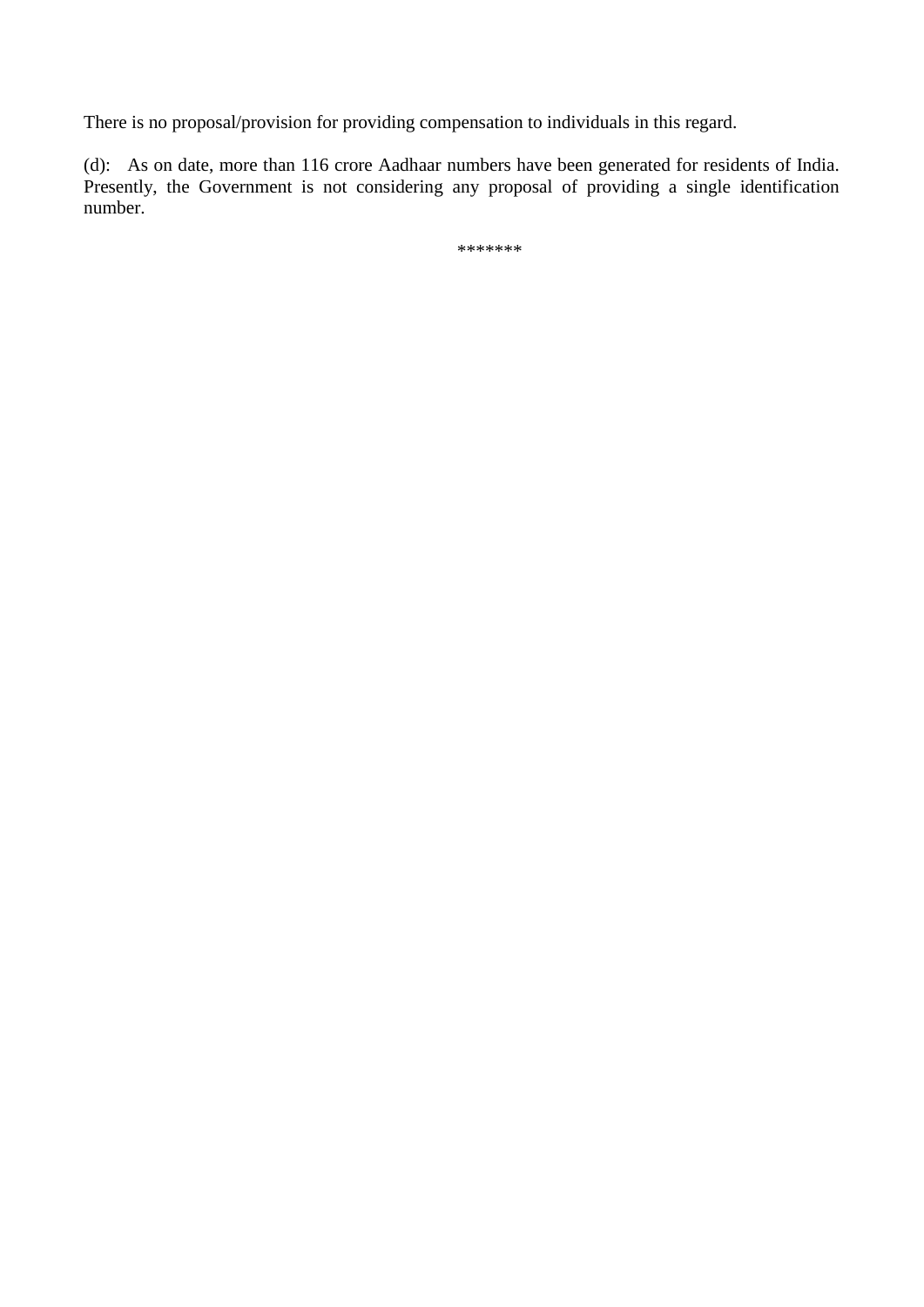There is no proposal/provision for providing compensation to individuals in this regard.

(d): As on date, more than 116 crore Aadhaar numbers have been generated for residents of India. Presently, the Government is not considering any proposal of providing a single identification number.

*******